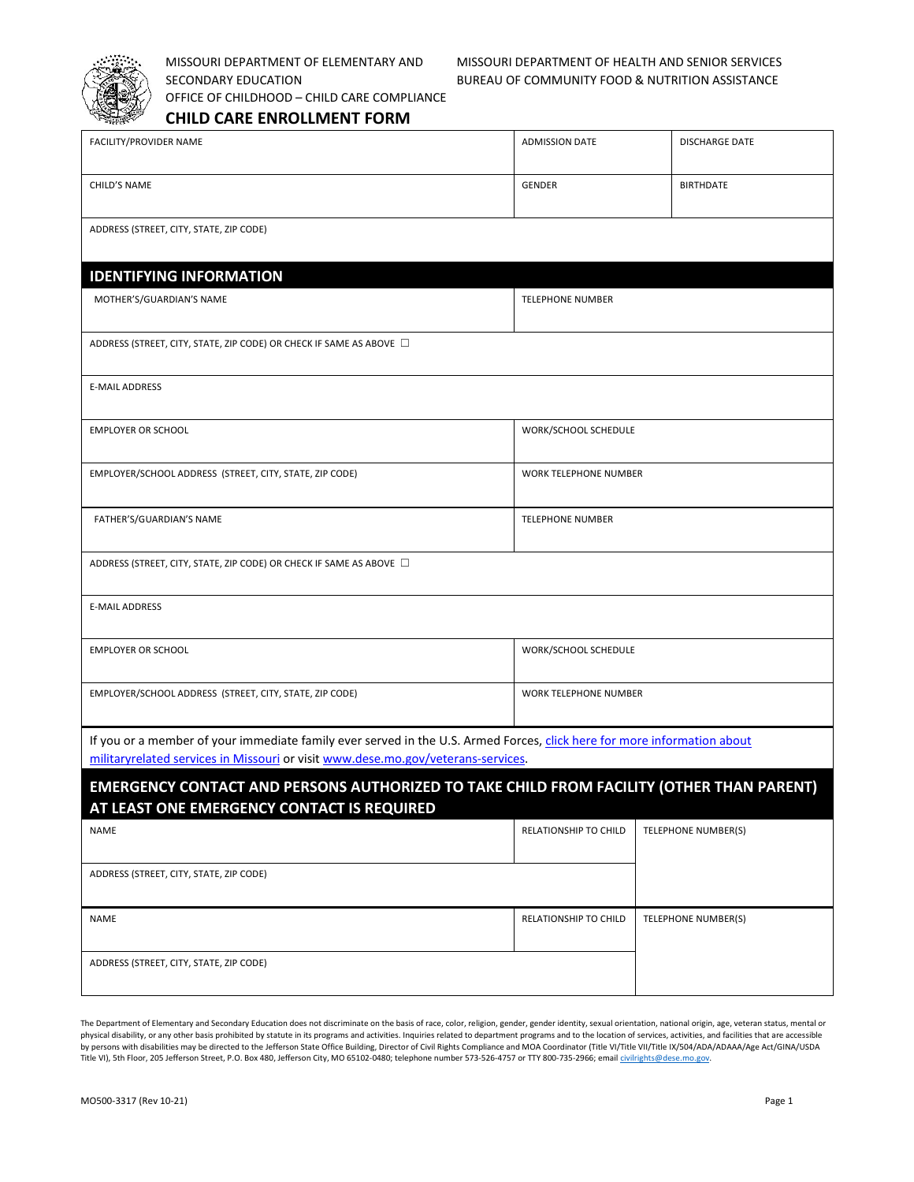MISSOURI DEPARTMENT OF ELEMENTARY AND SECONDARY EDUCATION
OFFICE OF CHILDHOOD – CHILD CARE COMPLIANCE

MISSOURI DEPARTMENT OF HEALTH AND SENIOR SERVICES
BUREAU OF COMMUNITY FOOD & NUTRITION ASSISTANCE

# CHILD CARE ENROLLMENT FORM

| FACILITY/PROVIDER NAME | ADMISSION DATE | DISCHARGE DATE |
|---|---|---|
| CHILD'S NAME | GENDER | BIRTHDATE |
| ADDRESS (STREET, CITY, STATE, ZIP CODE) | | |

## IDENTIFYING INFORMATION

| MOTHER'S/GUARDIAN'S NAME | TELEPHONE NUMBER |
|---|---|
| ADDRESS (STREET, CITY, STATE, ZIP CODE) OR CHECK IF SAME AS ABOVE ☐ | |
| E-MAIL ADDRESS | |
| EMPLOYER OR SCHOOL | WORK/SCHOOL SCHEDULE |
| EMPLOYER/SCHOOL ADDRESS (STREET, CITY, STATE, ZIP CODE) | WORK TELEPHONE NUMBER |
| FATHER'S/GUARDIAN'S NAME | TELEPHONE NUMBER |
| ADDRESS (STREET, CITY, STATE, ZIP CODE) OR CHECK IF SAME AS ABOVE ☐ | |
| E-MAIL ADDRESS | |
| EMPLOYER OR SCHOOL | WORK/SCHOOL SCHEDULE |
| EMPLOYER/SCHOOL ADDRESS (STREET, CITY, STATE, ZIP CODE) | WORK TELEPHONE NUMBER |

If you or a member of your immediate family ever served in the U.S. Armed Forces, click here for more information about militaryrelated services in Missouri or visit www.dese.mo.gov/veterans-services.

## EMERGENCY CONTACT AND PERSONS AUTHORIZED TO TAKE CHILD FROM FACILITY (OTHER THAN PARENT) AT LEAST ONE EMERGENCY CONTACT IS REQUIRED

| NAME | RELATIONSHIP TO CHILD | TELEPHONE NUMBER(S) |
|---|---|---|
| ADDRESS (STREET, CITY, STATE, ZIP CODE) | | |
| NAME | RELATIONSHIP TO CHILD | TELEPHONE NUMBER(S) |
| ADDRESS (STREET, CITY, STATE, ZIP CODE) | | |

The Department of Elementary and Secondary Education does not discriminate on the basis of race, color, religion, gender, gender identity, sexual orientation, national origin, age, veteran status, mental or physical disability, or any other basis prohibited by statute in its programs and activities. Inquiries related to department programs and to the location of services, activities, and facilities that are accessible by persons with disabilities may be directed to the Jefferson State Office Building, Director of Civil Rights Compliance and MOA Coordinator (Title VI/Title VII/Title IX/504/ADA/ADAAA/Age Act/GINA/USDA Title VI), 5th Floor, 205 Jefferson Street, P.O. Box 480, Jefferson City, MO 65102-0480; telephone number 573-526-4757 or TTY 800-735-2966; email civilrights@dese.mo.gov.

MO500-3317 (Rev 10-21)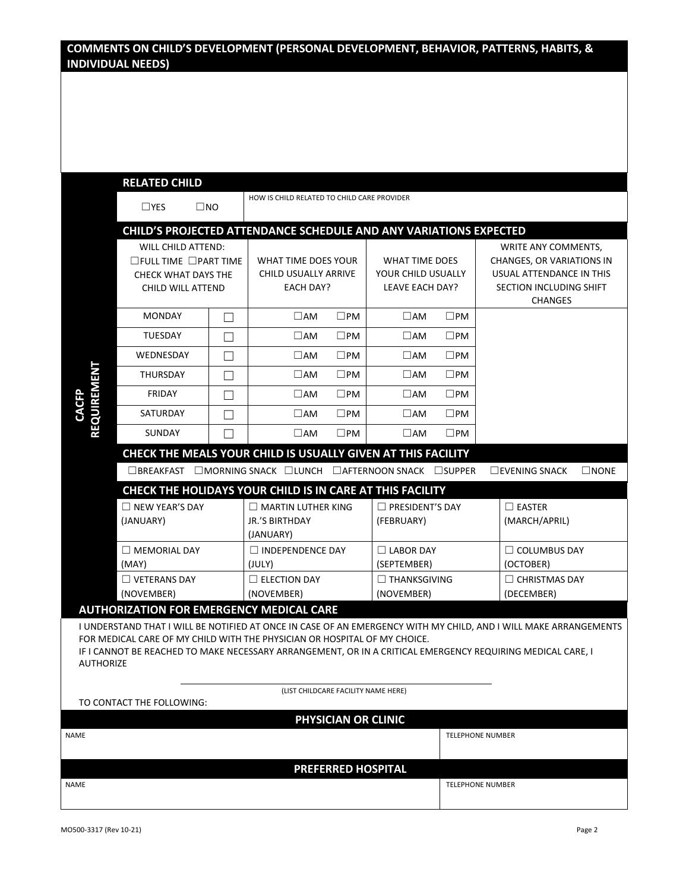## COMMENTS ON CHILD'S DEVELOPMENT (PERSONAL DEVELOPMENT, BEHAVIOR, PATTERNS, HABITS, & INDIVIDUAL NEEDS)

**CACFP REQUIREMENT**

### RELATED CHILD

| ☐YES ☐NO | HOW IS CHILD RELATED TO CHILD CARE PROVIDER |
|---|---|
| | |

### CHILD'S PROJECTED ATTENDANCE SCHEDULE AND ANY VARIATIONS EXPECTED

| WILL CHILD ATTEND: ☐FULL TIME ☐PART TIME CHECK WHAT DAYS THE CHILD WILL ATTEND | | WHAT TIME DOES YOUR CHILD USUALLY ARRIVE EACH DAY? | WHAT TIME DOES YOUR CHILD USUALLY LEAVE EACH DAY? | WRITE ANY COMMENTS, CHANGES, OR VARIATIONS IN USUAL ATTENDANCE IN THIS SECTION INCLUDING SHIFT CHANGES |
|---|---|---|---|---|
| MONDAY | ☐ | ☐AM ☐PM | ☐AM ☐PM | |
| TUESDAY | ☐ | ☐AM ☐PM | ☐AM ☐PM | |
| WEDNESDAY | ☐ | ☐AM ☐PM | ☐AM ☐PM | |
| THURSDAY | ☐ | ☐AM ☐PM | ☐AM ☐PM | |
| FRIDAY | ☐ | ☐AM ☐PM | ☐AM ☐PM | |
| SATURDAY | ☐ | ☐AM ☐PM | ☐AM ☐PM | |
| SUNDAY | ☐ | ☐AM ☐PM | ☐AM ☐PM | |

### CHECK THE MEALS YOUR CHILD IS USUALLY GIVEN AT THIS FACILITY

☐BREAKFAST ☐MORNING SNACK ☐LUNCH ☐AFTERNOON SNACK ☐SUPPER ☐EVENING SNACK ☐NONE

### CHECK THE HOLIDAYS YOUR CHILD IS IN CARE AT THIS FACILITY

| | | | |
|---|---|---|---|
| ☐ NEW YEAR'S DAY (JANUARY) | ☐ MARTIN LUTHER KING JR.'S BIRTHDAY (JANUARY) | ☐ PRESIDENT'S DAY (FEBRUARY) | ☐ EASTER (MARCH/APRIL) |
| ☐ MEMORIAL DAY (MAY) | ☐ INDEPENDENCE DAY (JULY) | ☐ LABOR DAY (SEPTEMBER) | ☐ COLUMBUS DAY (OCTOBER) |
| ☐ VETERANS DAY (NOVEMBER) | ☐ ELECTION DAY (NOVEMBER) | ☐ THANKSGIVING (NOVEMBER) | ☐ CHRISTMAS DAY (DECEMBER) |

## AUTHORIZATION FOR EMERGENCY MEDICAL CARE

I UNDERSTAND THAT I WILL BE NOTIFIED AT ONCE IN CASE OF AN EMERGENCY WITH MY CHILD, AND I WILL MAKE ARRANGEMENTS FOR MEDICAL CARE OF MY CHILD WITH THE PHYSICIAN OR HOSPITAL OF MY CHOICE.
IF I CANNOT BE REACHED TO MAKE NECESSARY ARRANGEMENT, OR IN A CRITICAL EMERGENCY REQUIRING MEDICAL CARE, I AUTHORIZE

______________________________________________
(LIST CHILDCARE FACILITY NAME HERE)

TO CONTACT THE FOLLOWING:

### PHYSICIAN OR CLINIC

| NAME | TELEPHONE NUMBER |
|---|---|
| | |

### PREFERRED HOSPITAL

| NAME | TELEPHONE NUMBER |
|---|---|
| | |

MO500-3317 (Rev 10-21)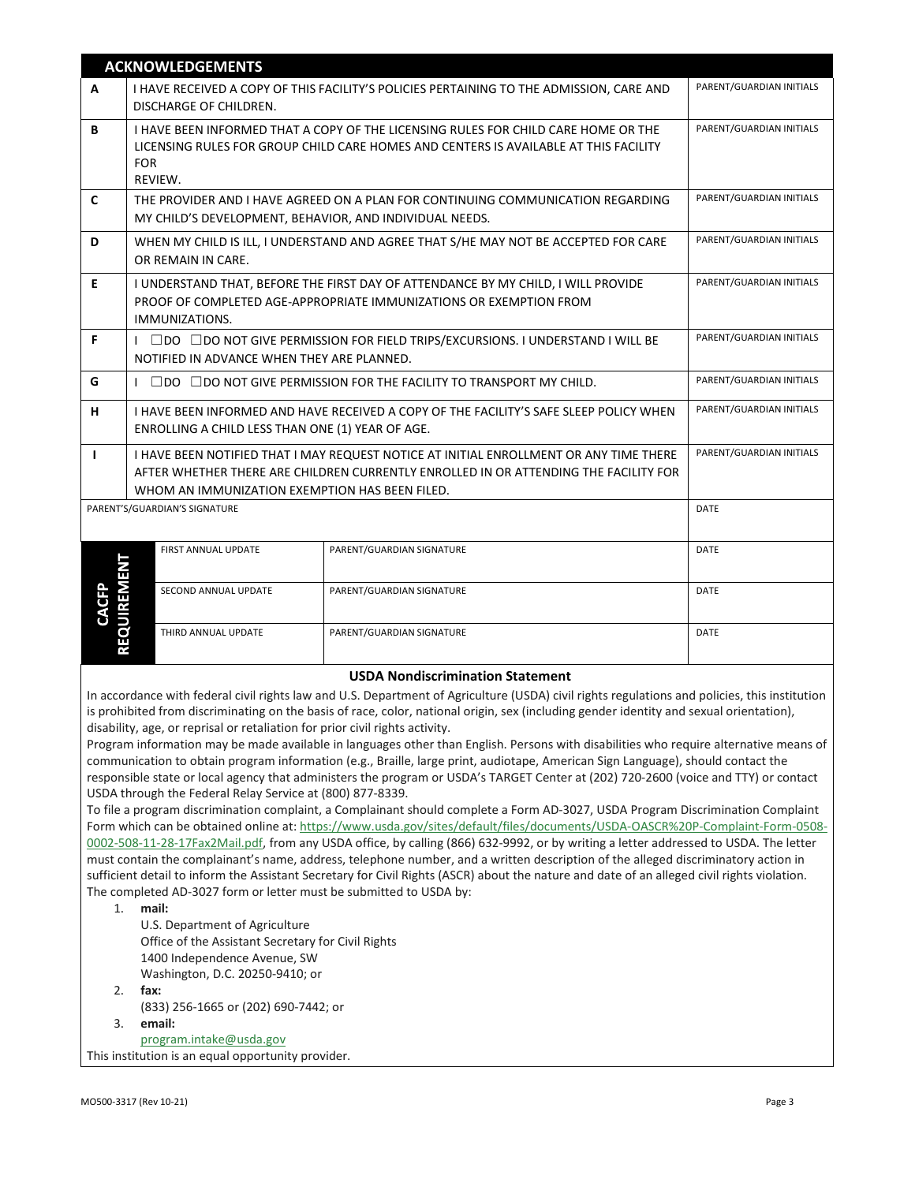## ACKNOWLEDGEMENTS

| | | |
|---|---|---|
| A | I HAVE RECEIVED A COPY OF THIS FACILITY'S POLICIES PERTAINING TO THE ADMISSION, CARE AND DISCHARGE OF CHILDREN. | PARENT/GUARDIAN INITIALS |
| B | I HAVE BEEN INFORMED THAT A COPY OF THE LICENSING RULES FOR CHILD CARE HOME OR THE LICENSING RULES FOR GROUP CHILD CARE HOMES AND CENTERS IS AVAILABLE AT THIS FACILITY FOR REVIEW. | PARENT/GUARDIAN INITIALS |
| C | THE PROVIDER AND I HAVE AGREED ON A PLAN FOR CONTINUING COMMUNICATION REGARDING MY CHILD'S DEVELOPMENT, BEHAVIOR, AND INDIVIDUAL NEEDS. | PARENT/GUARDIAN INITIALS |
| D | WHEN MY CHILD IS ILL, I UNDERSTAND AND AGREE THAT S/HE MAY NOT BE ACCEPTED FOR CARE OR REMAIN IN CARE. | PARENT/GUARDIAN INITIALS |
| E | I UNDERSTAND THAT, BEFORE THE FIRST DAY OF ATTENDANCE BY MY CHILD, I WILL PROVIDE PROOF OF COMPLETED AGE-APPROPRIATE IMMUNIZATIONS OR EXEMPTION FROM IMMUNIZATIONS. | PARENT/GUARDIAN INITIALS |
| F | I ☐DO ☐DO NOT GIVE PERMISSION FOR FIELD TRIPS/EXCURSIONS. I UNDERSTAND I WILL BE NOTIFIED IN ADVANCE WHEN THEY ARE PLANNED. | PARENT/GUARDIAN INITIALS |
| G | I ☐DO ☐DO NOT GIVE PERMISSION FOR THE FACILITY TO TRANSPORT MY CHILD. | PARENT/GUARDIAN INITIALS |
| H | I HAVE BEEN INFORMED AND HAVE RECEIVED A COPY OF THE FACILITY'S SAFE SLEEP POLICY WHEN ENROLLING A CHILD LESS THAN ONE (1) YEAR OF AGE. | PARENT/GUARDIAN INITIALS |
| I | I HAVE BEEN NOTIFIED THAT I MAY REQUEST NOTICE AT INITIAL ENROLLMENT OR ANY TIME THERE AFTER WHETHER THERE ARE CHILDREN CURRENTLY ENROLLED IN OR ATTENDING THE FACILITY FOR WHOM AN IMMUNIZATION EXEMPTION HAS BEEN FILED. | PARENT/GUARDIAN INITIALS |
| PARENT'S/GUARDIAN'S SIGNATURE | | DATE |

| | | | |
|---|---|---|---|
| CACFP REQUIREMENT | FIRST ANNUAL UPDATE | PARENT/GUARDIAN SIGNATURE | DATE |
| | SECOND ANNUAL UPDATE | PARENT/GUARDIAN SIGNATURE | DATE |
| | THIRD ANNUAL UPDATE | PARENT/GUARDIAN SIGNATURE | DATE |

### USDA Nondiscrimination Statement

In accordance with federal civil rights law and U.S. Department of Agriculture (USDA) civil rights regulations and policies, this institution is prohibited from discriminating on the basis of race, color, national origin, sex (including gender identity and sexual orientation), disability, age, or reprisal or retaliation for prior civil rights activity.

Program information may be made available in languages other than English. Persons with disabilities who require alternative means of communication to obtain program information (e.g., Braille, large print, audiotape, American Sign Language), should contact the responsible state or local agency that administers the program or USDA's TARGET Center at (202) 720-2600 (voice and TTY) or contact USDA through the Federal Relay Service at (800) 877-8339.

To file a program discrimination complaint, a Complainant should complete a Form AD-3027, USDA Program Discrimination Complaint Form which can be obtained online at: https://www.usda.gov/sites/default/files/documents/USDA-OASCR%20P-Complaint-Form-0508-0002-508-11-28-17Fax2Mail.pdf, from any USDA office, by calling (866) 632-9992, or by writing a letter addressed to USDA. The letter must contain the complainant's name, address, telephone number, and a written description of the alleged discriminatory action in sufficient detail to inform the Assistant Secretary for Civil Rights (ASCR) about the nature and date of an alleged civil rights violation. The completed AD-3027 form or letter must be submitted to USDA by:

1. **mail:**
   U.S. Department of Agriculture
   Office of the Assistant Secretary for Civil Rights
   1400 Independence Avenue, SW
   Washington, D.C. 20250-9410; or
2. **fax:**
   (833) 256-1665 or (202) 690-7442; or
3. **email:**
   program.intake@usda.gov

This institution is an equal opportunity provider.

MO500-3317 (Rev 10-21)